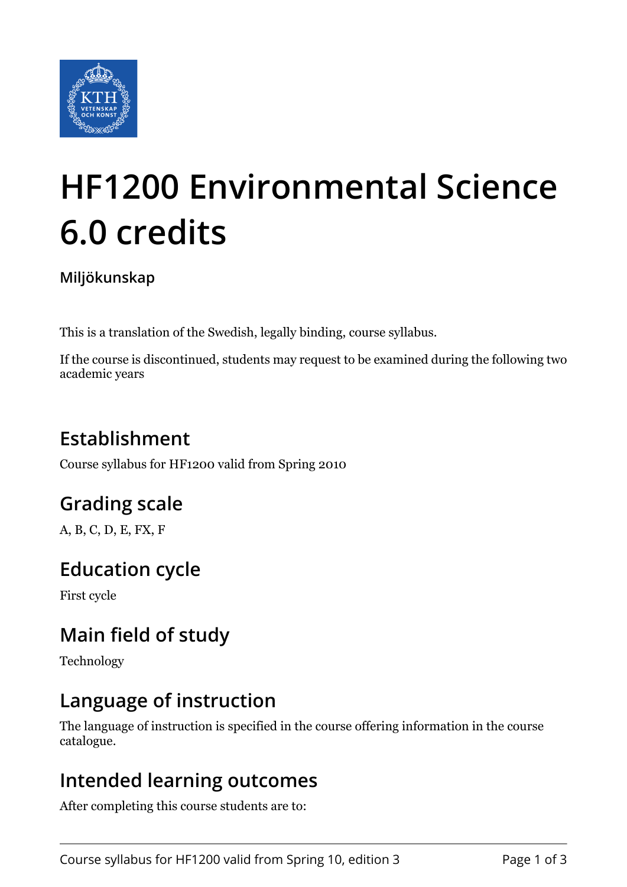# HF1200 Environmental Science 6.0 credits

### Miljökunskap

This is a translation of the Swedish, legally binding, course syllabus.

If the course is discontinued, students may request to be examined during the following two academic years

## Establishment

Course syllabus for HF1200 valid from Spring 2010

## Grading scale

A, B, C, D, E, FX, F

## Education cycle

First cycle

## Main field of study

Technology

## Language of instruction

The language of instruction is specified in the course offering information in the course catalogue.

## Intended learning outcomes

After completing this course students are to: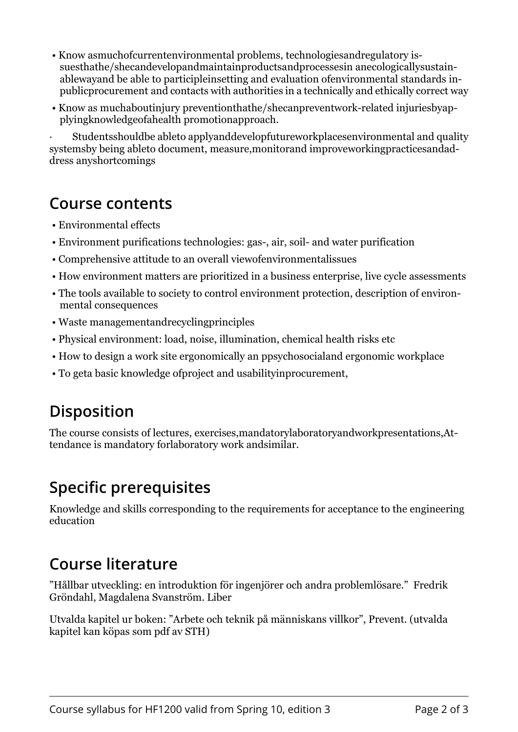- Know asmuchofcurrentenvironmental problems, technologiesandregulatory issuesthathe/shecandevelopandmaintainproductsandprocessesin anecologicallysustainablewayand be able to participleinsetting and evaluation ofenvironmental standards inpublicprocurement and contacts with authorities in a technically and ethically correct way
- Know as muchaboutinjury preventionthathe/shecanpreventwork-related injuriesbyapplyingknowledgeofahealth promotionapproach.

· Studentsshouldbe ableto applyanddevelopfutureworkplacesenvironmental and quality systemsby being ableto document, measure,monitorand improveworkingpracticesandaddress anyshortcomings

## Course contents

- Environmental effects
- Environment purifications technologies: gas-, air, soil- and water purification
- Comprehensive attitude to an overall viewofenvironmentalissues
- How environment matters are prioritized in a business enterprise, live cycle assessments
- The tools available to society to control environment protection, description of environmental consequences
- Waste managementandrecyclingprinciples
- Physical environment: load, noise, illumination, chemical health risks etc
- How to design a work site ergonomically an ppsychosocialand ergonomic workplace
- To geta basic knowledge ofproject and usabilityinprocurement,

## Disposition

The course consists of lectures, exercises,mandatorylaboratoryandworkpresentations,Attendance is mandatory forlaboratory work andsimilar.

## Specific prerequisites

Knowledge and skills corresponding to the requirements for acceptance to the engineering education

## Course literature

”Hållbar utveckling: en introduktion för ingenjörer och andra problemlösare.” Fredrik Gröndahl, Magdalena Svanström. Liber

Utvalda kapitel ur boken: ”Arbete och teknik på människans villkor”, Prevent. (utvalda kapitel kan köpas som pdf av STH)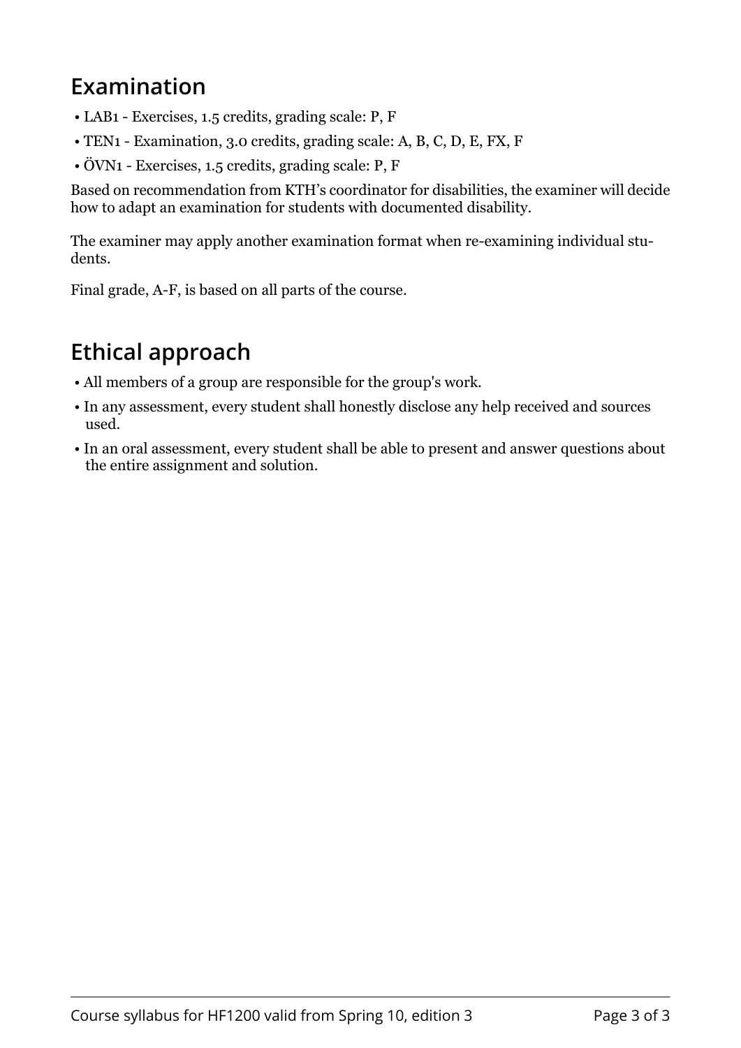## Examination

- LAB1 - Exercises, 1.5 credits, grading scale: P, F
- TEN1 - Examination, 3.0 credits, grading scale: A, B, C, D, E, FX, F
- ÖVN1 - Exercises, 1.5 credits, grading scale: P, F

Based on recommendation from KTH's coordinator for disabilities, the examiner will decide how to adapt an examination for students with documented disability.

The examiner may apply another examination format when re-examining individual students.

Final grade, A-F, is based on all parts of the course.

## Ethical approach

- All members of a group are responsible for the group's work.
- In any assessment, every student shall honestly disclose any help received and sources used.
- In an oral assessment, every student shall be able to present and answer questions about the entire assignment and solution.